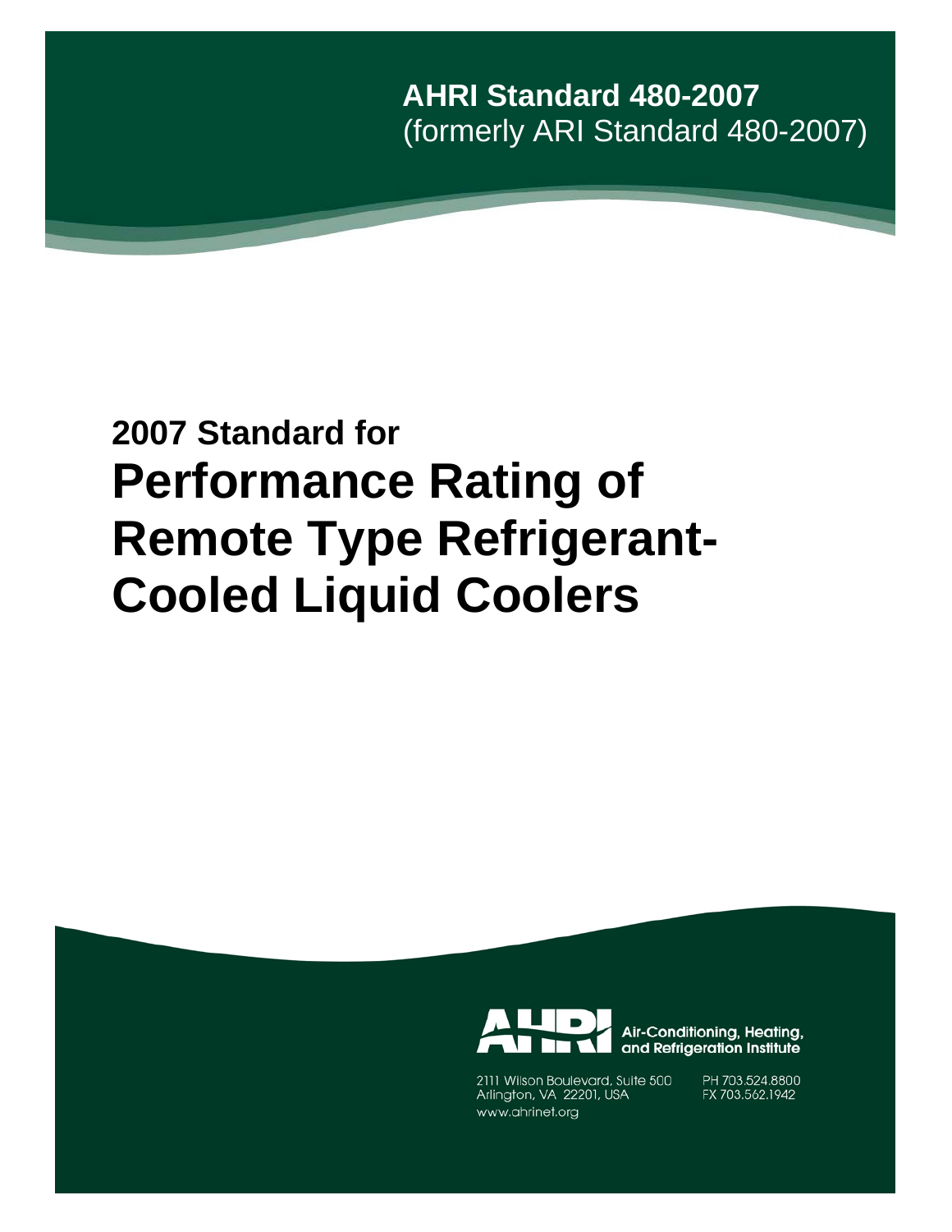**AHRI Standard 480-2007**
(formerly ARI Standard 480-2007)

# 2007 Standard for Performance Rating of Remote Type Refrigerant-Cooled Liquid Coolers

Air-Conditioning, Heating, and Refrigeration Institute

2111 Wilson Boulevard, Suite 500
Arlington, VA 22201, USA
www.ahrinet.org

PH 703.524.8800
FX 703.562.1942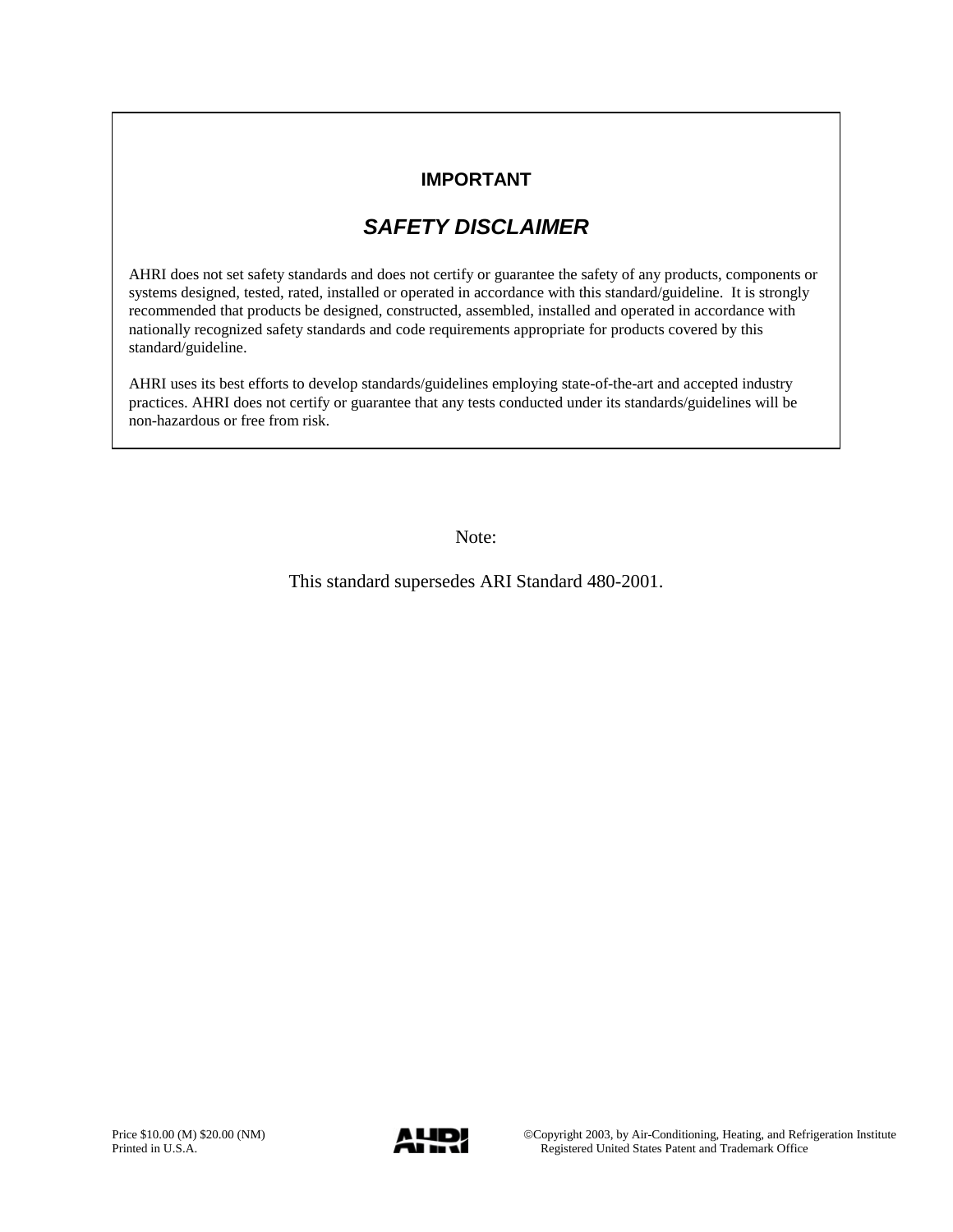## IMPORTANT

### *SAFETY DISCLAIMER*

AHRI does not set safety standards and does not certify or guarantee the safety of any products, components or systems designed, tested, rated, installed or operated in accordance with this standard/guideline. It is strongly recommended that products be designed, constructed, assembled, installed and operated in accordance with nationally recognized safety standards and code requirements appropriate for products covered by this standard/guideline.

AHRI uses its best efforts to develop standards/guidelines employing state-of-the-art and accepted industry practices. AHRI does not certify or guarantee that any tests conducted under its standards/guidelines will be non-hazardous or free from risk.

Note:

This standard supersedes ARI Standard 480-2001.

Price $10.00 (M) $20.00 (NM)
Printed in U.S.A.

©Copyright 2003, by Air-Conditioning, Heating, and Refrigeration Institute
Registered United States Patent and Trademark Office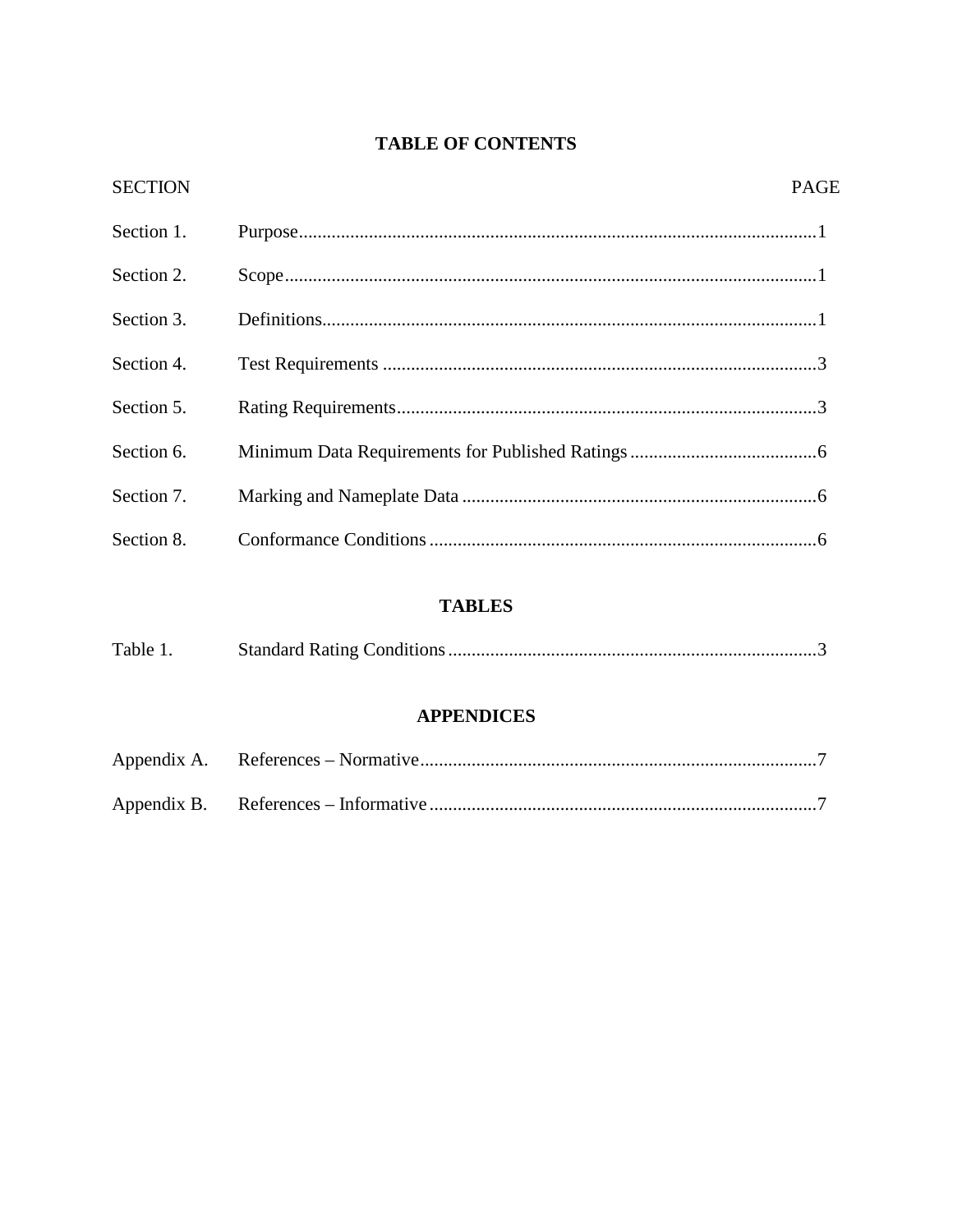# TABLE OF CONTENTS

| SECTION | | PAGE |
|---|---|---|
| Section 1. | Purpose | 1 |
| Section 2. | Scope | 1 |
| Section 3. | Definitions | 1 |
| Section 4. | Test Requirements | 3 |
| Section 5. | Rating Requirements | 3 |
| Section 6. | Minimum Data Requirements for Published Ratings | 6 |
| Section 7. | Marking and Nameplate Data | 6 |
| Section 8. | Conformance Conditions | 6 |

## TABLES

| | | |
|---|---|---|
| Table 1. | Standard Rating Conditions | 3 |

## APPENDICES

| | | |
|---|---|---|
| Appendix A. | References – Normative | 7 |
| Appendix B. | References – Informative | 7 |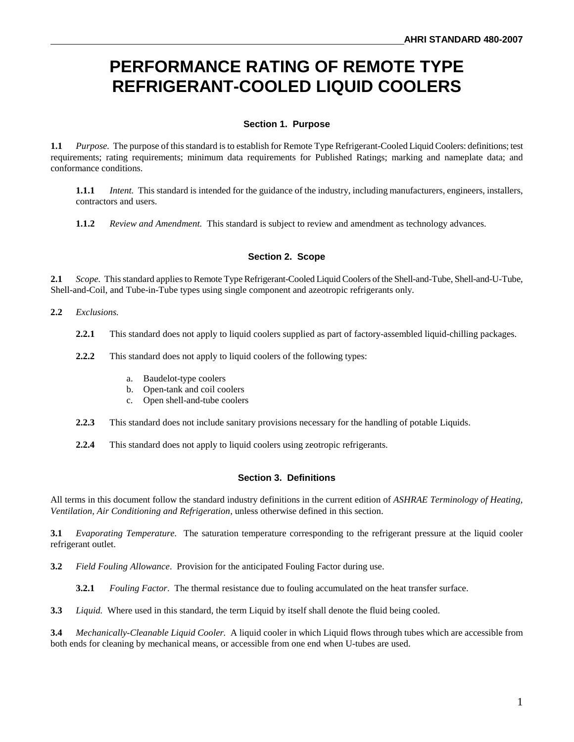# PERFORMANCE RATING OF REMOTE TYPE REFRIGERANT-COOLED LIQUID COOLERS

## Section 1. Purpose

**1.1** *Purpose.* The purpose of this standard is to establish for Remote Type Refrigerant-Cooled Liquid Coolers: definitions; test requirements; rating requirements; minimum data requirements for Published Ratings; marking and nameplate data; and conformance conditions.

**1.1.1** *Intent.* This standard is intended for the guidance of the industry, including manufacturers, engineers, installers, contractors and users.

**1.1.2** *Review and Amendment.* This standard is subject to review and amendment as technology advances.

## Section 2. Scope

**2.1** *Scope.* This standard applies to Remote Type Refrigerant-Cooled Liquid Coolers of the Shell-and-Tube, Shell-and-U-Tube, Shell-and-Coil, and Tube-in-Tube types using single component and azeotropic refrigerants only.

**2.2** *Exclusions.*

**2.2.1** This standard does not apply to liquid coolers supplied as part of factory-assembled liquid-chilling packages.

**2.2.2** This standard does not apply to liquid coolers of the following types:

a. Baudelot-type coolers
b. Open-tank and coil coolers
c. Open shell-and-tube coolers

**2.2.3** This standard does not include sanitary provisions necessary for the handling of potable Liquids.

**2.2.4** This standard does not apply to liquid coolers using zeotropic refrigerants.

## Section 3. Definitions

All terms in this document follow the standard industry definitions in the current edition of *ASHRAE Terminology of Heating, Ventilation, Air Conditioning and Refrigeration*, unless otherwise defined in this section.

**3.1** *Evaporating Temperature.* The saturation temperature corresponding to the refrigerant pressure at the liquid cooler refrigerant outlet.

**3.2** *Field Fouling Allowance*. Provision for the anticipated Fouling Factor during use.

**3.2.1** *Fouling Factor*. The thermal resistance due to fouling accumulated on the heat transfer surface.

**3.3** *Liquid.* Where used in this standard, the term Liquid by itself shall denote the fluid being cooled.

**3.4** *Mechanically-Cleanable Liquid Cooler.* A liquid cooler in which Liquid flows through tubes which are accessible from both ends for cleaning by mechanical means, or accessible from one end when U-tubes are used.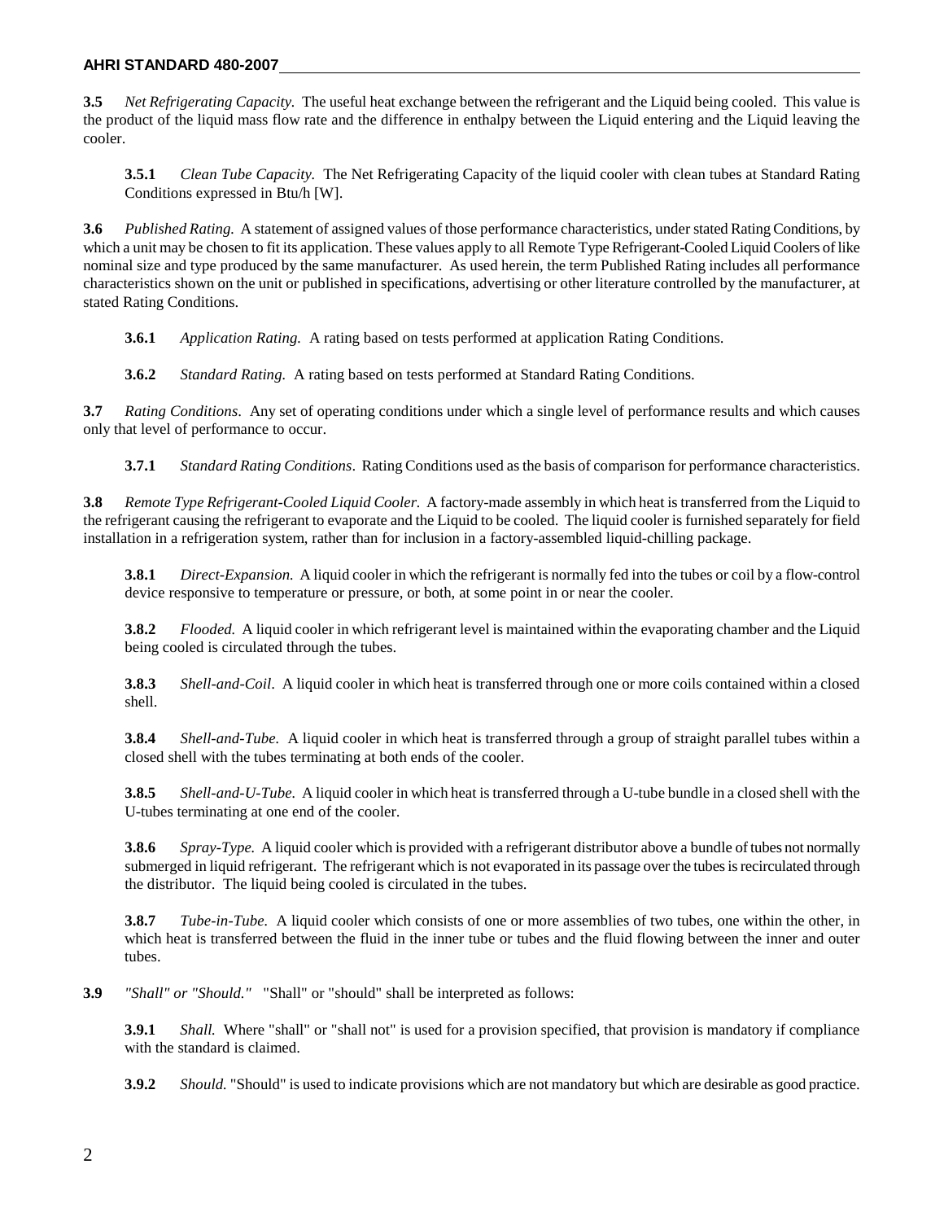**3.5** *Net Refrigerating Capacity.* The useful heat exchange between the refrigerant and the Liquid being cooled. This value is the product of the liquid mass flow rate and the difference in enthalpy between the Liquid entering and the Liquid leaving the cooler.

**3.5.1** *Clean Tube Capacity.* The Net Refrigerating Capacity of the liquid cooler with clean tubes at Standard Rating Conditions expressed in Btu/h [W].

**3.6** *Published Rating.* A statement of assigned values of those performance characteristics, under stated Rating Conditions, by which a unit may be chosen to fit its application. These values apply to all Remote Type Refrigerant-Cooled Liquid Coolers of like nominal size and type produced by the same manufacturer. As used herein, the term Published Rating includes all performance characteristics shown on the unit or published in specifications, advertising or other literature controlled by the manufacturer, at stated Rating Conditions.

**3.6.1** *Application Rating.* A rating based on tests performed at application Rating Conditions.

**3.6.2** *Standard Rating.* A rating based on tests performed at Standard Rating Conditions.

**3.7** *Rating Conditions*. Any set of operating conditions under which a single level of performance results and which causes only that level of performance to occur.

**3.7.1** *Standard Rating Conditions*. Rating Conditions used as the basis of comparison for performance characteristics.

**3.8** *Remote Type Refrigerant-Cooled Liquid Cooler.* A factory-made assembly in which heat is transferred from the Liquid to the refrigerant causing the refrigerant to evaporate and the Liquid to be cooled. The liquid cooler is furnished separately for field installation in a refrigeration system, rather than for inclusion in a factory-assembled liquid-chilling package.

**3.8.1** *Direct-Expansion.* A liquid cooler in which the refrigerant is normally fed into the tubes or coil by a flow-control device responsive to temperature or pressure, or both, at some point in or near the cooler.

**3.8.2** *Flooded.* A liquid cooler in which refrigerant level is maintained within the evaporating chamber and the Liquid being cooled is circulated through the tubes.

**3.8.3** *Shell-and-Coil*. A liquid cooler in which heat is transferred through one or more coils contained within a closed shell.

**3.8.4** *Shell-and-Tube.* A liquid cooler in which heat is transferred through a group of straight parallel tubes within a closed shell with the tubes terminating at both ends of the cooler.

**3.8.5** *Shell-and-U-Tube.* A liquid cooler in which heat is transferred through a U-tube bundle in a closed shell with the U-tubes terminating at one end of the cooler.

**3.8.6** *Spray-Type.* A liquid cooler which is provided with a refrigerant distributor above a bundle of tubes not normally submerged in liquid refrigerant. The refrigerant which is not evaporated in its passage over the tubes is recirculated through the distributor. The liquid being cooled is circulated in the tubes.

**3.8.7** *Tube-in-Tube.* A liquid cooler which consists of one or more assemblies of two tubes, one within the other, in which heat is transferred between the fluid in the inner tube or tubes and the fluid flowing between the inner and outer tubes.

**3.9** *"Shall" or "Should."* "Shall" or "should" shall be interpreted as follows:

**3.9.1** *Shall.* Where "shall" or "shall not" is used for a provision specified, that provision is mandatory if compliance with the standard is claimed.

**3.9.2** *Should.* "Should" is used to indicate provisions which are not mandatory but which are desirable as good practice.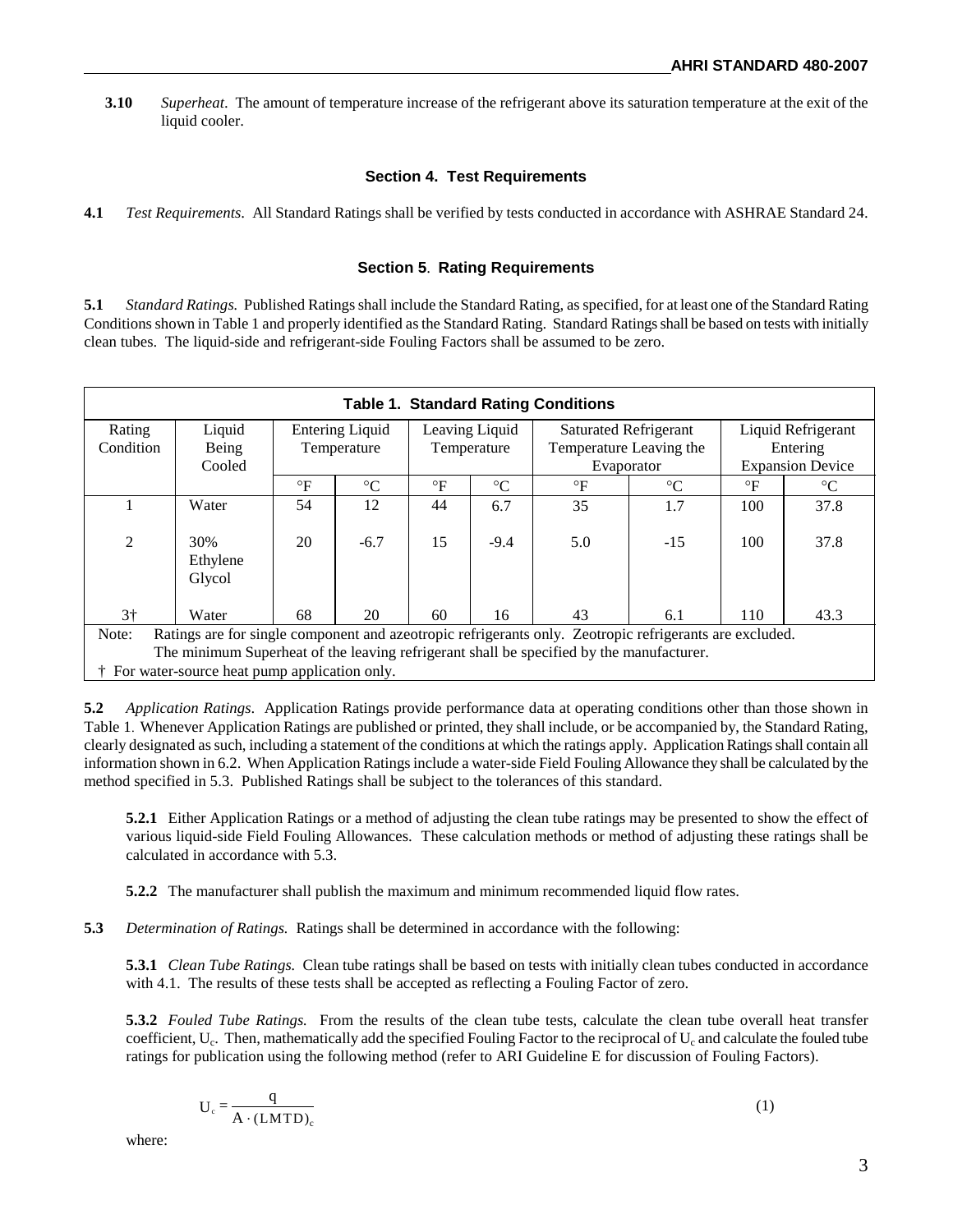**3.10** *Superheat*. The amount of temperature increase of the refrigerant above its saturation temperature at the exit of the liquid cooler.

## Section 4. Test Requirements

**4.1** *Test Requirements*. All Standard Ratings shall be verified by tests conducted in accordance with ASHRAE Standard 24.

## Section 5. Rating Requirements

**5.1** *Standard Ratings.* Published Ratings shall include the Standard Rating, as specified, for at least one of the Standard Rating Conditions shown in Table 1 and properly identified as the Standard Rating. Standard Ratings shall be based on tests with initially clean tubes. The liquid-side and refrigerant-side Fouling Factors shall be assumed to be zero.

**Table 1. Standard Rating Conditions**

| Rating Condition | Liquid Being Cooled | Entering Liquid Temperature | | Leaving Liquid Temperature | | Saturated Refrigerant Temperature Leaving the Evaporator | | Liquid Refrigerant Entering Expansion Device | |
|---|---|---|---|---|---|---|---|---|---|
| | | °F | °C | °F | °C | °F | °C | °F | °C |
| 1 | Water | 54 | 12 | 44 | 6.7 | 35 | 1.7 | 100 | 37.8 |
| 2 | 30% Ethylene Glycol | 20 | -6.7 | 15 | -9.4 | 5.0 | -15 | 100 | 37.8 |
| 3† | Water | 68 | 20 | 60 | 16 | 43 | 6.1 | 110 | 43.3 |

Note: Ratings are for single component and azeotropic refrigerants only. Zeotropic refrigerants are excluded. The minimum Superheat of the leaving refrigerant shall be specified by the manufacturer.

† For water-source heat pump application only.

**5.2** *Application Ratings.* Application Ratings provide performance data at operating conditions other than those shown in Table 1. Whenever Application Ratings are published or printed, they shall include, or be accompanied by, the Standard Rating, clearly designated as such, including a statement of the conditions at which the ratings apply. Application Ratings shall contain all information shown in 6.2. When Application Ratings include a water-side Field Fouling Allowance they shall be calculated by the method specified in 5.3. Published Ratings shall be subject to the tolerances of this standard.

**5.2.1** Either Application Ratings or a method of adjusting the clean tube ratings may be presented to show the effect of various liquid-side Field Fouling Allowances. These calculation methods or method of adjusting these ratings shall be calculated in accordance with 5.3.

**5.2.2** The manufacturer shall publish the maximum and minimum recommended liquid flow rates.

**5.3** *Determination of Ratings.* Ratings shall be determined in accordance with the following:

**5.3.1** *Clean Tube Ratings.* Clean tube ratings shall be based on tests with initially clean tubes conducted in accordance with 4.1. The results of these tests shall be accepted as reflecting a Fouling Factor of zero.

**5.3.2** *Fouled Tube Ratings.* From the results of the clean tube tests, calculate the clean tube overall heat transfer coefficient, $U_c$. Then, mathematically add the specified Fouling Factor to the reciprocal of $U_c$ and calculate the fouled tube ratings for publication using the following method (refer to ARI Guideline E for discussion of Fouling Factors).

$$U_c = \frac{q}{A \cdot (LMTD)_c} \qquad (1)$$

where: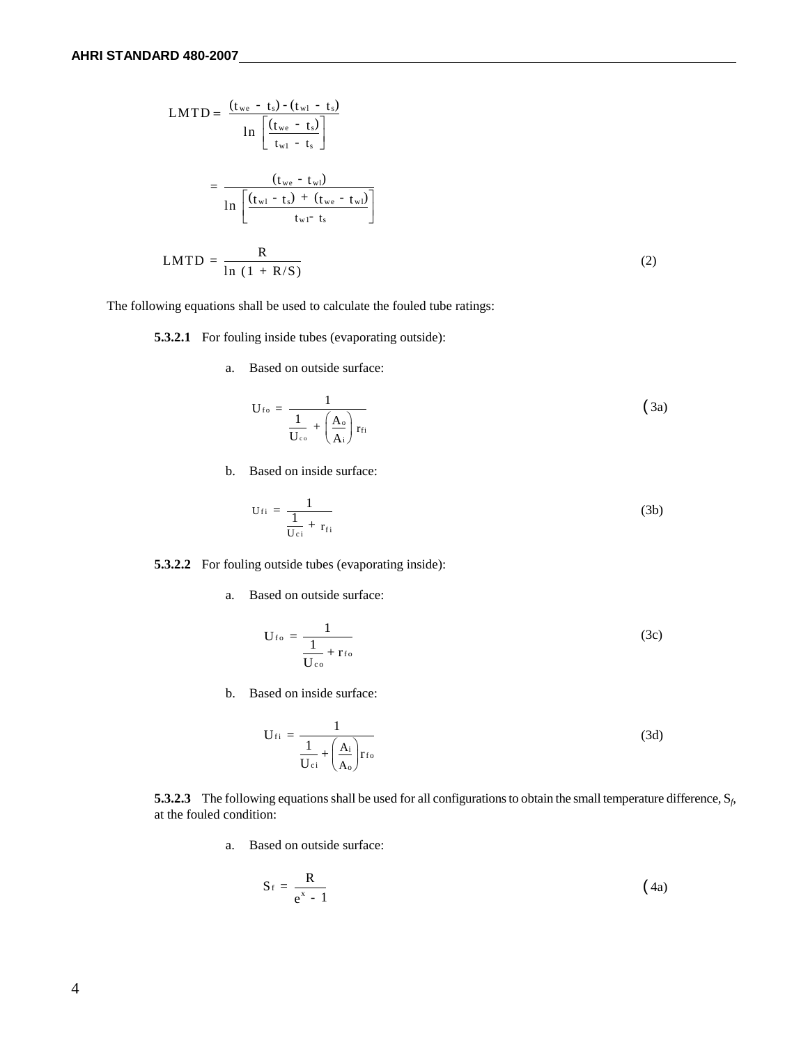$$\text{LMTD} = \frac{(t_{we} - t_s) - (t_{wl} - t_s)}{\ln\left[\frac{(t_{we} - t_s)}{t_{wl} - t_s}\right]}$$

$$= \frac{(t_{we} - t_{wl})}{\ln\left[\frac{(t_{wl} - t_s) + (t_{we} - t_{wl})}{t_{wl} - t_s}\right]}$$

$$\text{LMTD} = \frac{R}{\ln(1 + R/S)} \tag{2}$$

The following equations shall be used to calculate the fouled tube ratings:

**5.3.2.1** For fouling inside tubes (evaporating outside):

a. Based on outside surface:

$$U_{fo} = \frac{1}{\frac{1}{U_{co}} + \left(\frac{A_o}{A_i}\right) r_{fi}} \tag{3a}$$

b. Based on inside surface:

$$U_{fi} = \frac{1}{\frac{1}{U_{ci}} + r_{fi}} \tag{3b}$$

**5.3.2.2** For fouling outside tubes (evaporating inside):

a. Based on outside surface:

$$U_{fo} = \frac{1}{\frac{1}{U_{co}} + r_{fo}} \tag{3c}$$

b. Based on inside surface:

$$U_{fi} = \frac{1}{\frac{1}{U_{ci}} + \left(\frac{A_i}{A_o}\right) r_{fo}} \tag{3d}$$

**5.3.2.3** The following equations shall be used for all configurations to obtain the small temperature difference, $S_f$, at the fouled condition:

a. Based on outside surface:

$$S_f = \frac{R}{e^x - 1} \tag{4a}$$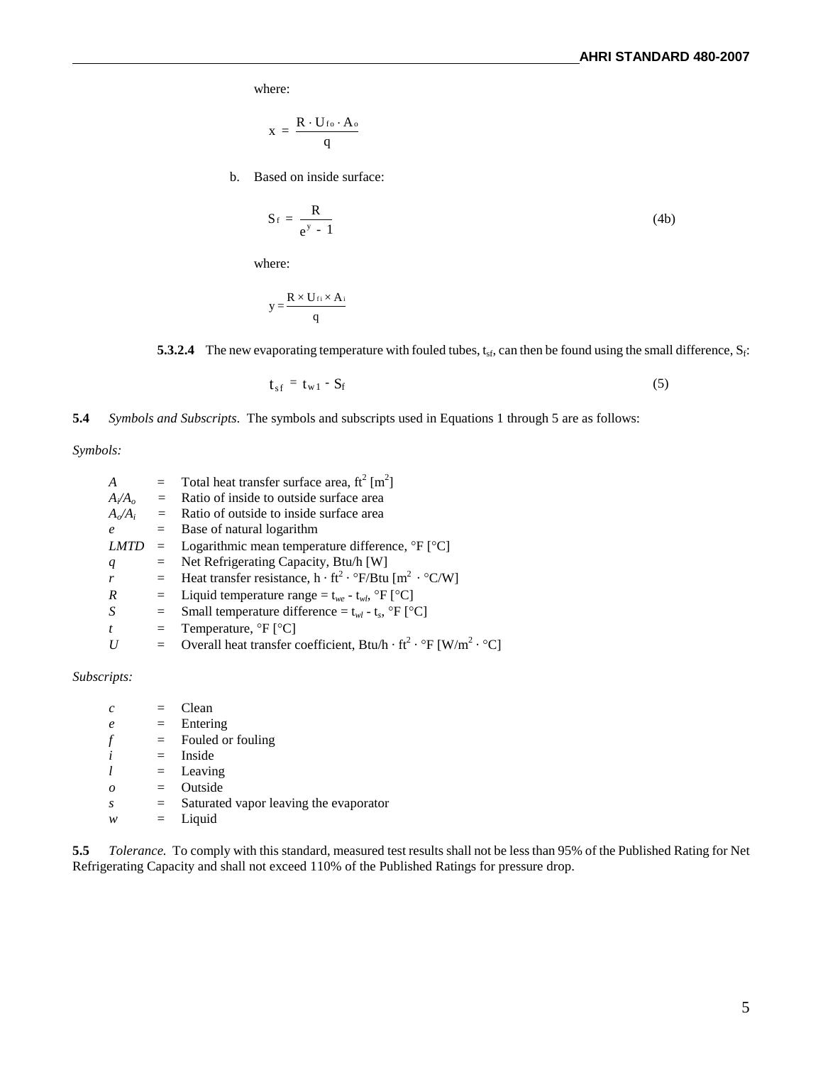where:

$$x = \frac{R \cdot U_{fo} \cdot A_o}{q}$$

b. Based on inside surface:

$$S_f = \frac{R}{e^y - 1} \tag{4b}$$

where:

$$y = \frac{R \times U_{fi} \times A_i}{q}$$

**5.3.2.4** The new evaporating temperature with fouled tubes, $t_{sf}$, can then be found using the small difference, $S_f$:

$$t_{sf} = t_{w1} - S_f \tag{5}$$

**5.4** *Symbols and Subscripts.* The symbols and subscripts used in Equations 1 through 5 are as follows:

*Symbols:*

| | | |
|---|---|---|
| $A$ | = | Total heat transfer surface area, ft$^2$ [m$^2$] |
| $A_i/A_o$ | = | Ratio of inside to outside surface area |
| $A_o/A_i$ | = | Ratio of outside to inside surface area |
| $e$ | = | Base of natural logarithm |
| $LMTD$ | = | Logarithmic mean temperature difference, °F [°C] |
| $q$ | = | Net Refrigerating Capacity, Btu/h [W] |
| $r$ | = | Heat transfer resistance, h · ft$^2$ · °F/Btu [m$^2$ · °C/W] |
| $R$ | = | Liquid temperature range = $t_{we}$ - $t_{wl}$, °F [°C] |
| $S$ | = | Small temperature difference = $t_{wl}$ - $t_s$, °F [°C] |
| $t$ | = | Temperature, °F [°C] |
| $U$ | = | Overall heat transfer coefficient, Btu/h · ft$^2$ · °F [W/m$^2$ · °C] |

*Subscripts:*

| | | |
|---|---|---|
| $c$ | = | Clean |
| $e$ | = | Entering |
| $f$ | = | Fouled or fouling |
| $i$ | = | Inside |
| $l$ | = | Leaving |
| $o$ | = | Outside |
| $s$ | = | Saturated vapor leaving the evaporator |
| $w$ | = | Liquid |

**5.5** *Tolerance.* To comply with this standard, measured test results shall not be less than 95% of the Published Rating for Net Refrigerating Capacity and shall not exceed 110% of the Published Ratings for pressure drop.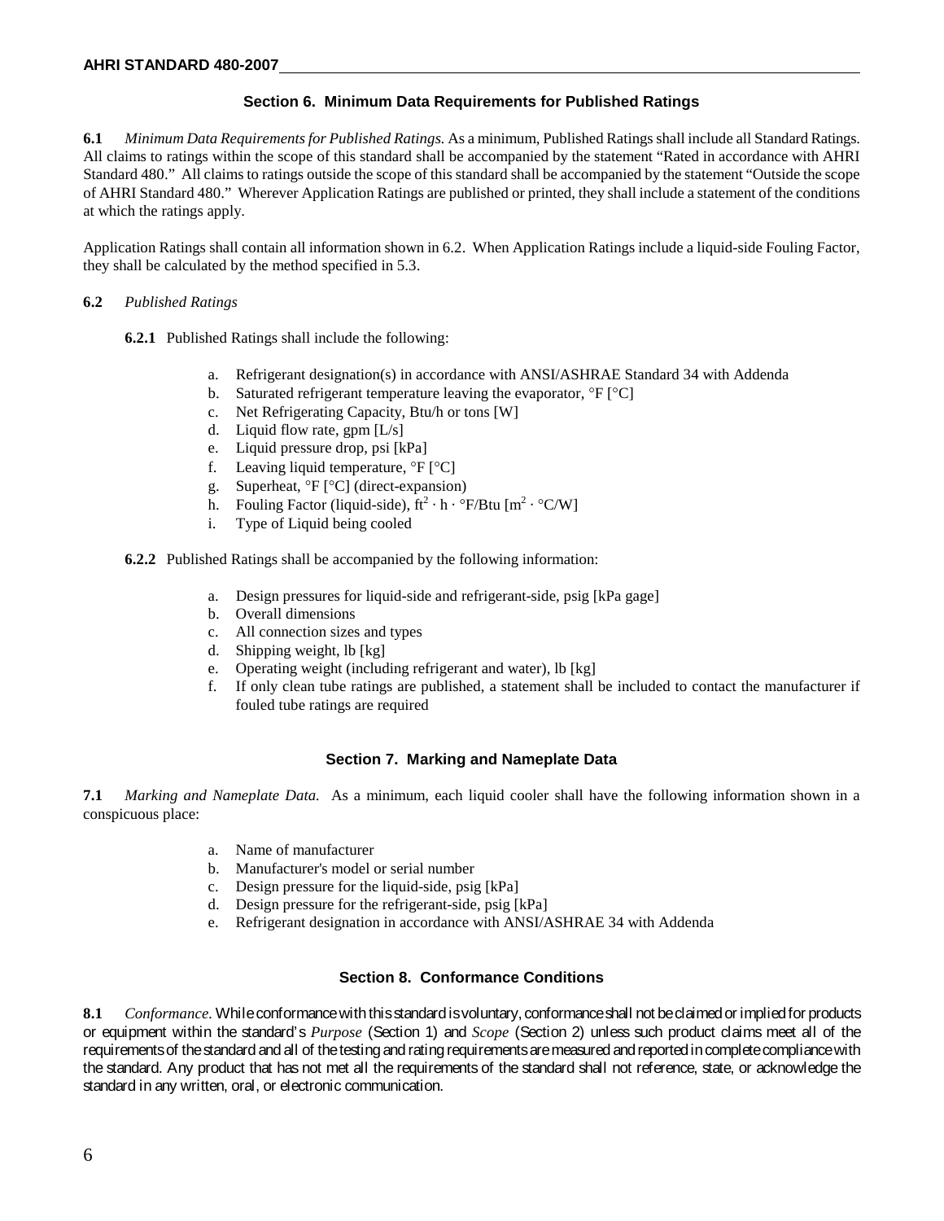## Section 6. Minimum Data Requirements for Published Ratings

**6.1** *Minimum Data Requirements for Published Ratings.* As a minimum, Published Ratings shall include all Standard Ratings. All claims to ratings within the scope of this standard shall be accompanied by the statement "Rated in accordance with AHRI Standard 480." All claims to ratings outside the scope of this standard shall be accompanied by the statement "Outside the scope of AHRI Standard 480." Wherever Application Ratings are published or printed, they shall include a statement of the conditions at which the ratings apply.

Application Ratings shall contain all information shown in 6.2. When Application Ratings include a liquid-side Fouling Factor, they shall be calculated by the method specified in 5.3.

**6.2** *Published Ratings*

**6.2.1** Published Ratings shall include the following:

a. Refrigerant designation(s) in accordance with ANSI/ASHRAE Standard 34 with Addenda
b. Saturated refrigerant temperature leaving the evaporator, °F [°C]
c. Net Refrigerating Capacity, Btu/h or tons [W]
d. Liquid flow rate, gpm [L/s]
e. Liquid pressure drop, psi [kPa]
f. Leaving liquid temperature, °F [°C]
g. Superheat, °F [°C] (direct-expansion)
h. Fouling Factor (liquid-side), $ft^2 \cdot h \cdot °F/Btu$ [$m^2 \cdot °C/W$]
i. Type of Liquid being cooled

**6.2.2** Published Ratings shall be accompanied by the following information:

a. Design pressures for liquid-side and refrigerant-side, psig [kPa gage]
b. Overall dimensions
c. All connection sizes and types
d. Shipping weight, lb [kg]
e. Operating weight (including refrigerant and water), lb [kg]
f. If only clean tube ratings are published, a statement shall be included to contact the manufacturer if fouled tube ratings are required

## Section 7. Marking and Nameplate Data

**7.1** *Marking and Nameplate Data.* As a minimum, each liquid cooler shall have the following information shown in a conspicuous place:

a. Name of manufacturer
b. Manufacturer's model or serial number
c. Design pressure for the liquid-side, psig [kPa]
d. Design pressure for the refrigerant-side, psig [kPa]
e. Refrigerant designation in accordance with ANSI/ASHRAE 34 with Addenda

## Section 8. Conformance Conditions

**8.1** *Conformance.* While conformance with this standard is voluntary, conformance shall not be claimed or implied for products or equipment within the standard's *Purpose* (Section 1) and *Scope* (Section 2) unless such product claims meet all of the requirements of the standard and all of the testing and rating requirements are measured and reported in complete compliance with the standard. Any product that has not met all the requirements of the standard shall not reference, state, or acknowledge the standard in any written, oral, or electronic communication.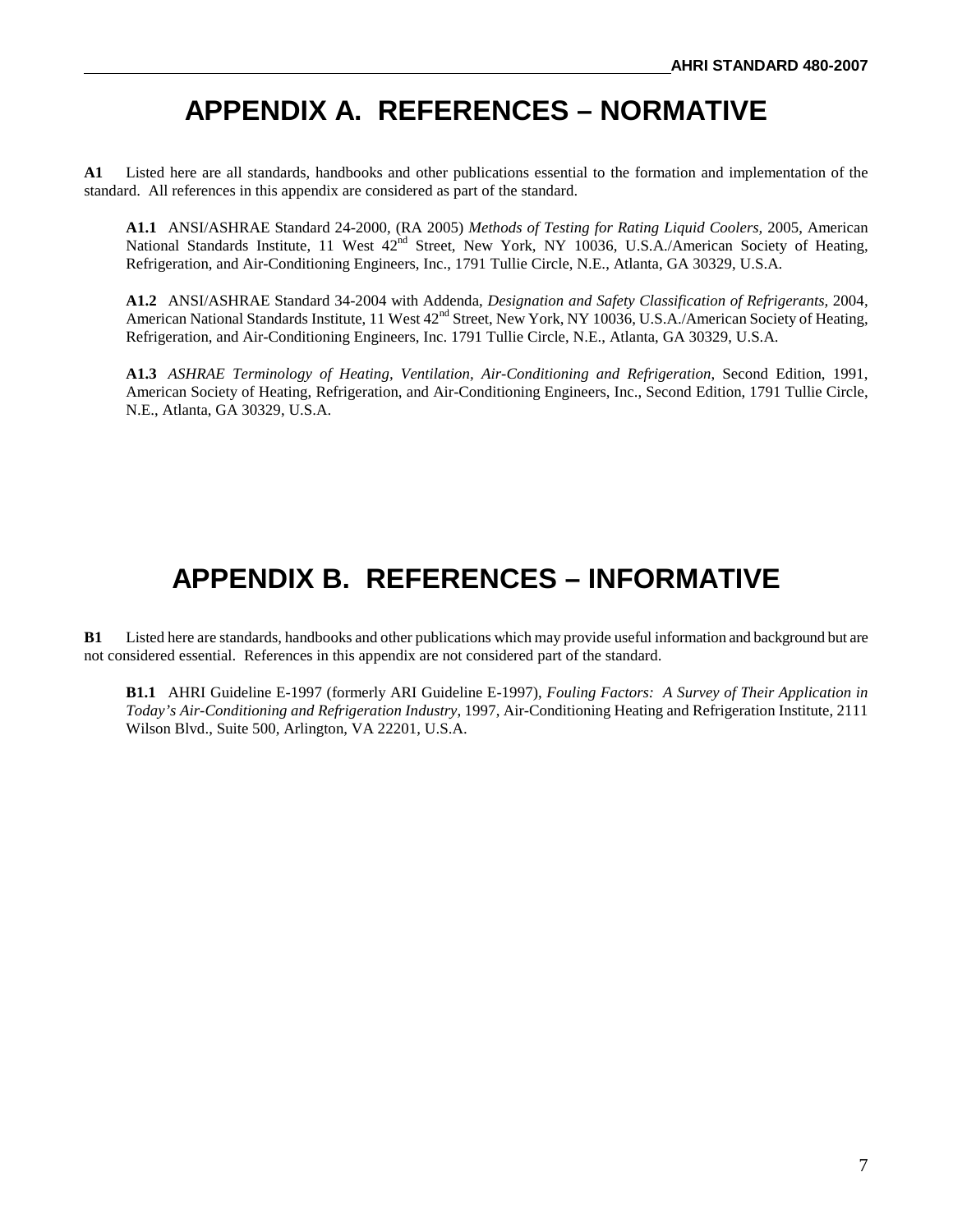# APPENDIX A. REFERENCES – NORMATIVE

**A1** Listed here are all standards, handbooks and other publications essential to the formation and implementation of the standard. All references in this appendix are considered as part of the standard.

**A1.1** ANSI/ASHRAE Standard 24-2000, (RA 2005) *Methods of Testing for Rating Liquid Coolers,* 2005, American National Standards Institute, 11 West 42nd Street, New York, NY 10036, U.S.A./American Society of Heating, Refrigeration, and Air-Conditioning Engineers, Inc., 1791 Tullie Circle, N.E., Atlanta, GA 30329, U.S.A.

**A1.2** ANSI/ASHRAE Standard 34-2004 with Addenda, *Designation and Safety Classification of Refrigerants,* 2004, American National Standards Institute, 11 West 42nd Street, New York, NY 10036, U.S.A./American Society of Heating, Refrigeration, and Air-Conditioning Engineers, Inc. 1791 Tullie Circle, N.E., Atlanta, GA 30329, U.S.A.

**A1.3** *ASHRAE Terminology of Heating, Ventilation, Air-Conditioning and Refrigeration*, Second Edition, 1991, American Society of Heating, Refrigeration, and Air-Conditioning Engineers, Inc., Second Edition, 1791 Tullie Circle, N.E., Atlanta, GA 30329, U.S.A.

# APPENDIX B. REFERENCES – INFORMATIVE

**B1** Listed here are standards, handbooks and other publications which may provide useful information and background but are not considered essential. References in this appendix are not considered part of the standard.

**B1.1** AHRI Guideline E-1997 (formerly ARI Guideline E-1997), *Fouling Factors: A Survey of Their Application in Today's Air-Conditioning and Refrigeration Industry*, 1997, Air-Conditioning Heating and Refrigeration Institute, 2111 Wilson Blvd., Suite 500, Arlington, VA 22201, U.S.A.